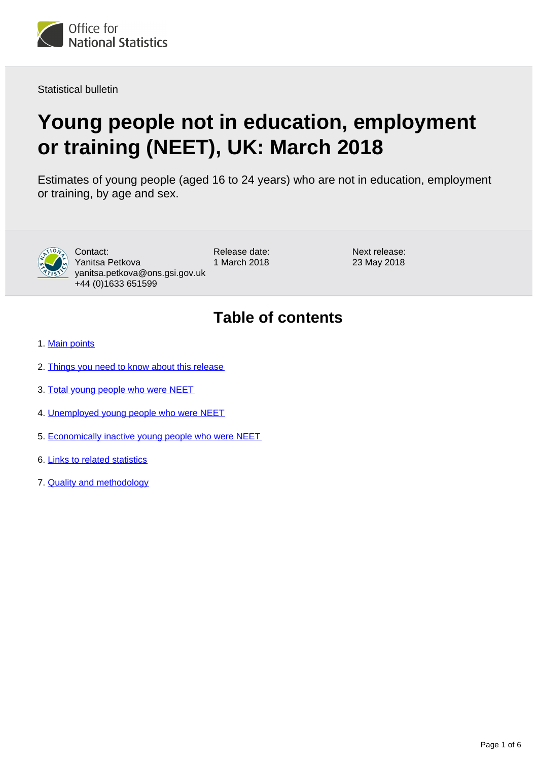Office for National Statistics

Statistical bulletin

# Young people not in education, employment or training (NEET), UK: March 2018

Estimates of young people (aged 16 to 24 years) who are not in education, employment or training, by age and sex.

Contact:
Yanitsa Petkova
yanitsa.petkova@ons.gsi.gov.uk
+44 (0)1633 651599

Release date:
1 March 2018

Next release:
23 May 2018

## Table of contents

1. Main points
2. Things you need to know about this release
3. Total young people who were NEET
4. Unemployed young people who were NEET
5. Economically inactive young people who were NEET
6. Links to related statistics
7. Quality and methodology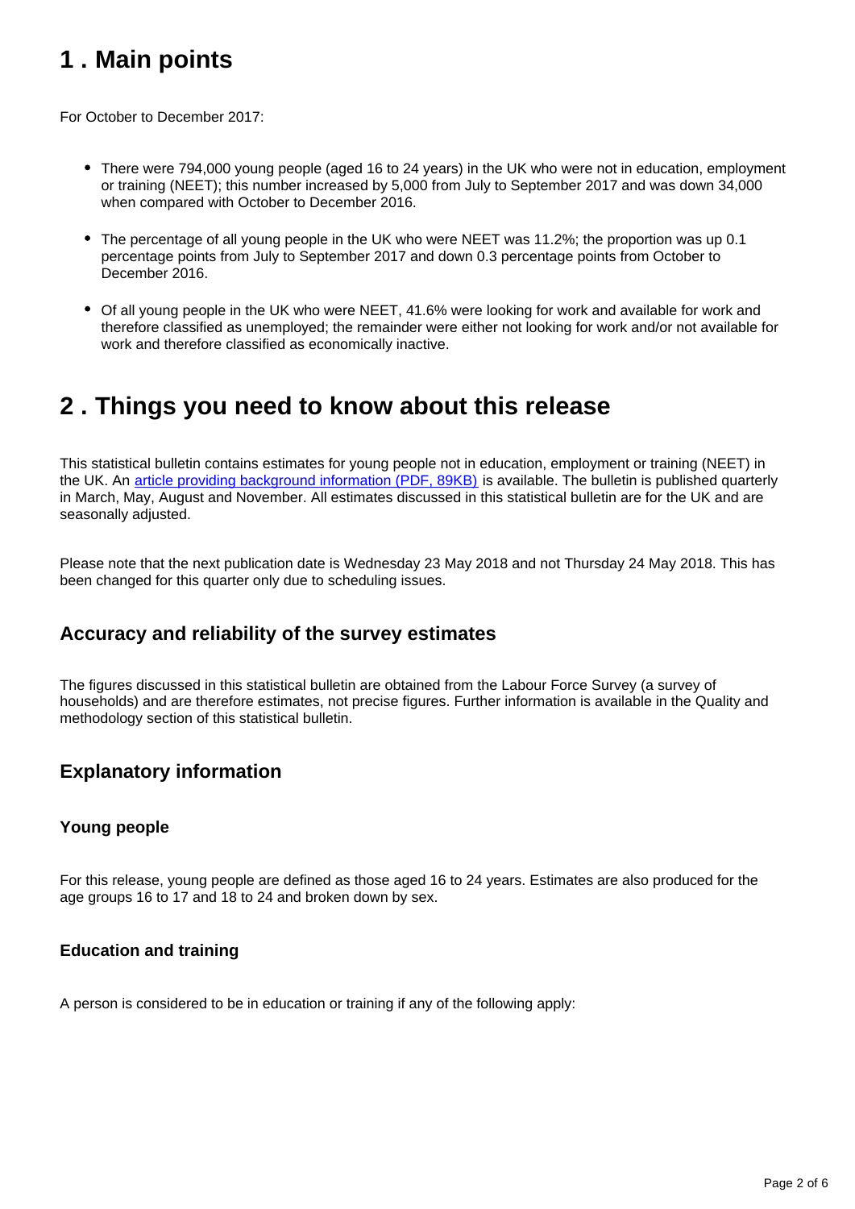# 1 . Main points

For October to December 2017:

- There were 794,000 young people (aged 16 to 24 years) in the UK who were not in education, employment or training (NEET); this number increased by 5,000 from July to September 2017 and was down 34,000 when compared with October to December 2016.
- The percentage of all young people in the UK who were NEET was 11.2%; the proportion was up 0.1 percentage points from July to September 2017 and down 0.3 percentage points from October to December 2016.
- Of all young people in the UK who were NEET, 41.6% were looking for work and available for work and therefore classified as unemployed; the remainder were either not looking for work and/or not available for work and therefore classified as economically inactive.

# 2 . Things you need to know about this release

This statistical bulletin contains estimates for young people not in education, employment or training (NEET) in the UK. An article providing background information (PDF, 89KB) is available. The bulletin is published quarterly in March, May, August and November. All estimates discussed in this statistical bulletin are for the UK and are seasonally adjusted.

Please note that the next publication date is Wednesday 23 May 2018 and not Thursday 24 May 2018. This has been changed for this quarter only due to scheduling issues.

## Accuracy and reliability of the survey estimates

The figures discussed in this statistical bulletin are obtained from the Labour Force Survey (a survey of households) and are therefore estimates, not precise figures. Further information is available in the Quality and methodology section of this statistical bulletin.

## Explanatory information

### Young people

For this release, young people are defined as those aged 16 to 24 years. Estimates are also produced for the age groups 16 to 17 and 18 to 24 and broken down by sex.

### Education and training

A person is considered to be in education or training if any of the following apply: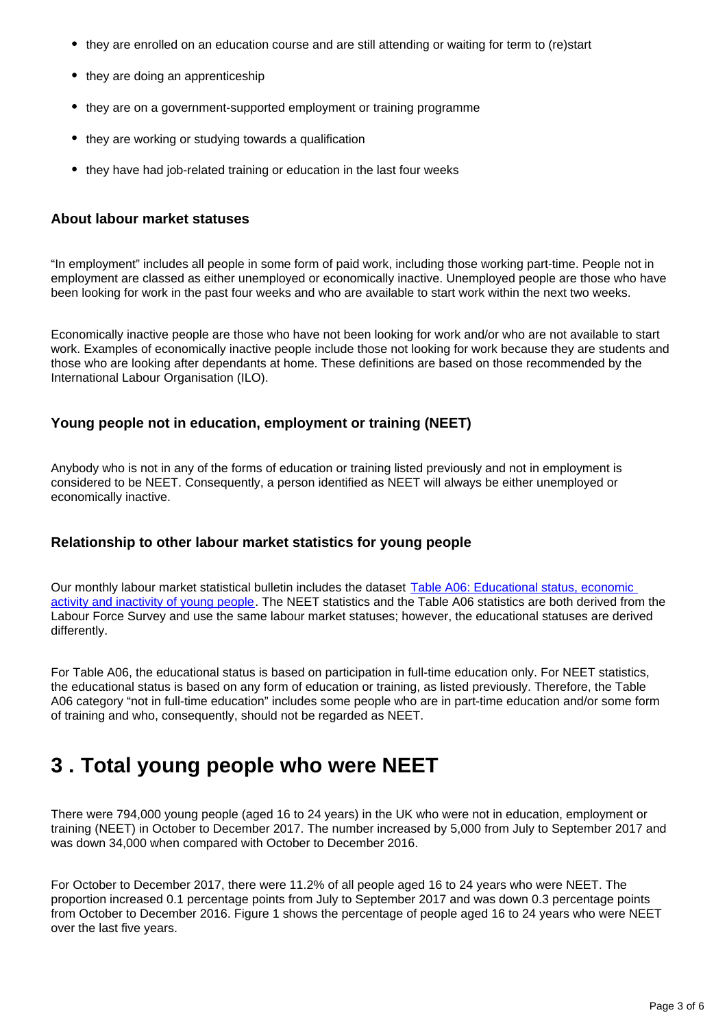- they are enrolled on an education course and are still attending or waiting for term to (re)start
- they are doing an apprenticeship
- they are on a government-supported employment or training programme
- they are working or studying towards a qualification
- they have had job-related training or education in the last four weeks

### About labour market statuses

"In employment" includes all people in some form of paid work, including those working part-time. People not in employment are classed as either unemployed or economically inactive. Unemployed people are those who have been looking for work in the past four weeks and who are available to start work within the next two weeks.

Economically inactive people are those who have not been looking for work and/or who are not available to start work. Examples of economically inactive people include those not looking for work because they are students and those who are looking after dependants at home. These definitions are based on those recommended by the International Labour Organisation (ILO).

### Young people not in education, employment or training (NEET)

Anybody who is not in any of the forms of education or training listed previously and not in employment is considered to be NEET. Consequently, a person identified as NEET will always be either unemployed or economically inactive.

### Relationship to other labour market statistics for young people

Our monthly labour market statistical bulletin includes the dataset [Table A06: Educational status, economic activity and inactivity of young people](). The NEET statistics and the Table A06 statistics are both derived from the Labour Force Survey and use the same labour market statuses; however, the educational statuses are derived differently.

For Table A06, the educational status is based on participation in full-time education only. For NEET statistics, the educational status is based on any form of education or training, as listed previously. Therefore, the Table A06 category "not in full-time education" includes some people who are in part-time education and/or some form of training and who, consequently, should not be regarded as NEET.

## 3 . Total young people who were NEET

There were 794,000 young people (aged 16 to 24 years) in the UK who were not in education, employment or training (NEET) in October to December 2017. The number increased by 5,000 from July to September 2017 and was down 34,000 when compared with October to December 2016.

For October to December 2017, there were 11.2% of all people aged 16 to 24 years who were NEET. The proportion increased 0.1 percentage points from July to September 2017 and was down 0.3 percentage points from October to December 2016. Figure 1 shows the percentage of people aged 16 to 24 years who were NEET over the last five years.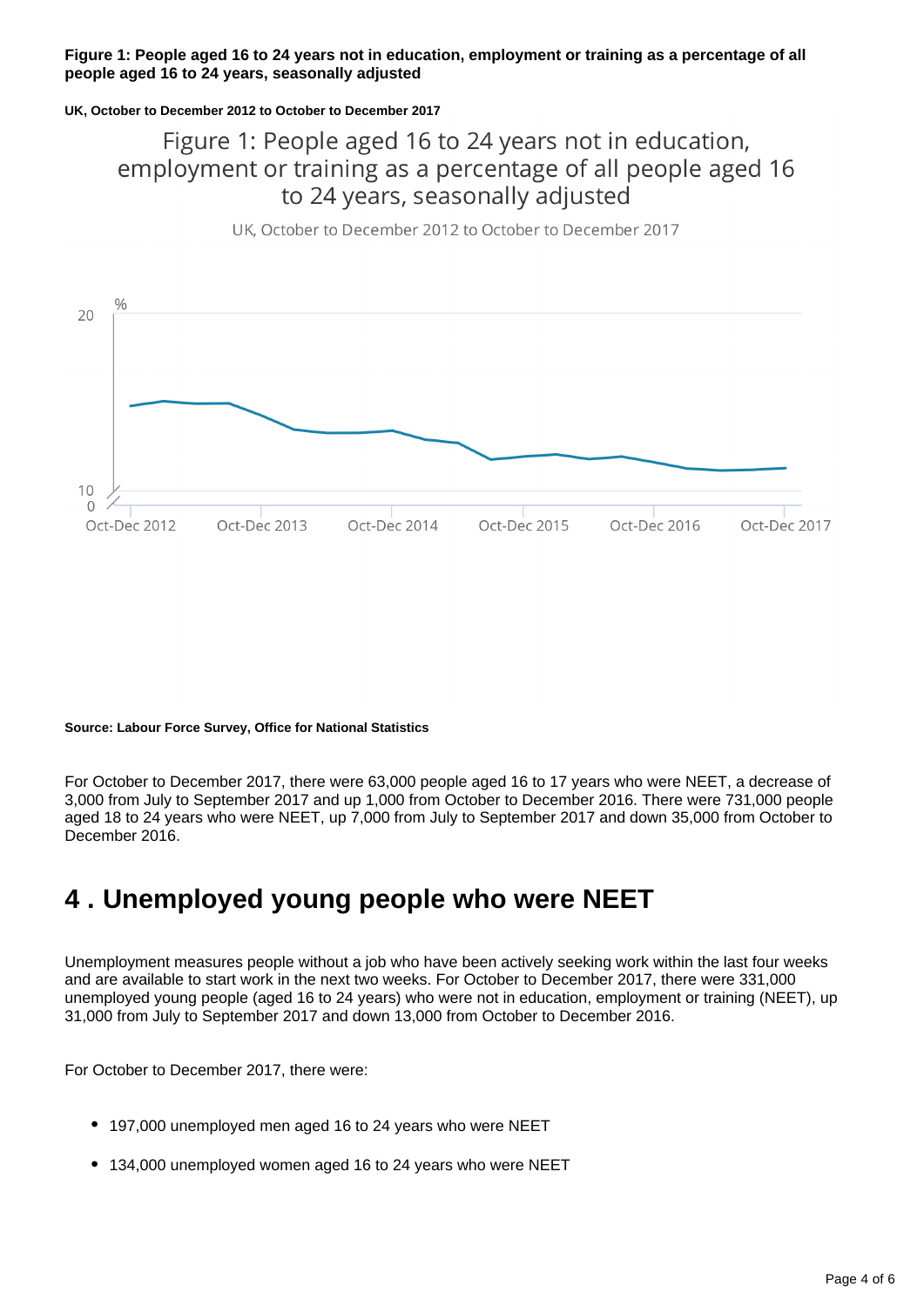**Figure 1: People aged 16 to 24 years not in education, employment or training as a percentage of all people aged 16 to 24 years, seasonally adjusted**

**UK, October to December 2012 to October to December 2017**

**Source: Labour Force Survey, Office for National Statistics**

For October to December 2017, there were 63,000 people aged 16 to 17 years who were NEET, a decrease of 3,000 from July to September 2017 and up 1,000 from October to December 2016. There were 731,000 people aged 18 to 24 years who were NEET, up 7,000 from July to September 2017 and down 35,000 from October to December 2016.

## 4 . Unemployed young people who were NEET

Unemployment measures people without a job who have been actively seeking work within the last four weeks and are available to start work in the next two weeks. For October to December 2017, there were 331,000 unemployed young people (aged 16 to 24 years) who were not in education, employment or training (NEET), up 31,000 from July to September 2017 and down 13,000 from October to December 2016.

For October to December 2017, there were:

- 197,000 unemployed men aged 16 to 24 years who were NEET
- 134,000 unemployed women aged 16 to 24 years who were NEET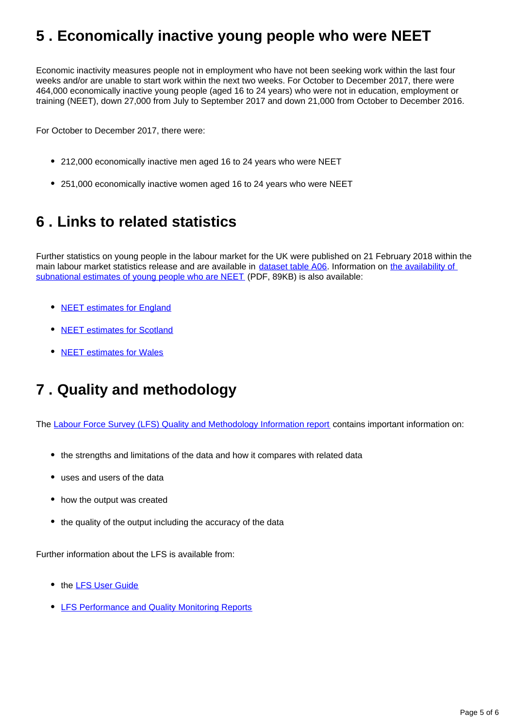## 5 . Economically inactive young people who were NEET

Economic inactivity measures people not in employment who have not been seeking work within the last four weeks and/or are unable to start work within the next two weeks. For October to December 2017, there were 464,000 economically inactive young people (aged 16 to 24 years) who were not in education, employment or training (NEET), down 27,000 from July to September 2017 and down 21,000 from October to December 2016.

For October to December 2017, there were:

- 212,000 economically inactive men aged 16 to 24 years who were NEET
- 251,000 economically inactive women aged 16 to 24 years who were NEET

## 6 . Links to related statistics

Further statistics on young people in the labour market for the UK were published on 21 February 2018 within the main labour market statistics release and are available in dataset table A06. Information on the availability of subnational estimates of young people who are NEET (PDF, 89KB) is also available:

- NEET estimates for England
- NEET estimates for Scotland
- NEET estimates for Wales

## 7 . Quality and methodology

The Labour Force Survey (LFS) Quality and Methodology Information report contains important information on:

- the strengths and limitations of the data and how it compares with related data
- uses and users of the data
- how the output was created
- the quality of the output including the accuracy of the data

Further information about the LFS is available from:

- the LFS User Guide
- LFS Performance and Quality Monitoring Reports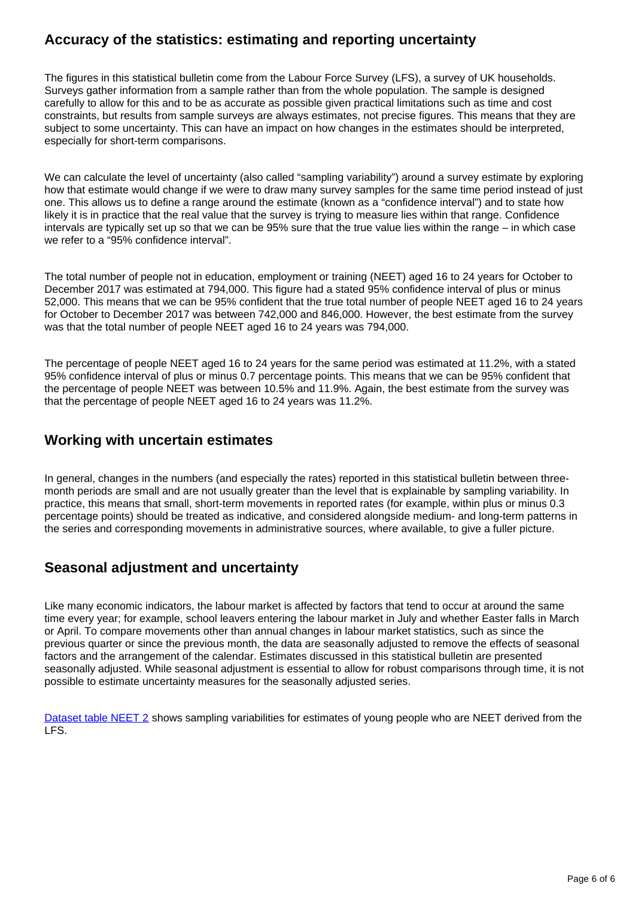## Accuracy of the statistics: estimating and reporting uncertainty

The figures in this statistical bulletin come from the Labour Force Survey (LFS), a survey of UK households. Surveys gather information from a sample rather than from the whole population. The sample is designed carefully to allow for this and to be as accurate as possible given practical limitations such as time and cost constraints, but results from sample surveys are always estimates, not precise figures. This means that they are subject to some uncertainty. This can have an impact on how changes in the estimates should be interpreted, especially for short-term comparisons.

We can calculate the level of uncertainty (also called "sampling variability") around a survey estimate by exploring how that estimate would change if we were to draw many survey samples for the same time period instead of just one. This allows us to define a range around the estimate (known as a "confidence interval") and to state how likely it is in practice that the real value that the survey is trying to measure lies within that range. Confidence intervals are typically set up so that we can be 95% sure that the true value lies within the range – in which case we refer to a "95% confidence interval".

The total number of people not in education, employment or training (NEET) aged 16 to 24 years for October to December 2017 was estimated at 794,000. This figure had a stated 95% confidence interval of plus or minus 52,000. This means that we can be 95% confident that the true total number of people NEET aged 16 to 24 years for October to December 2017 was between 742,000 and 846,000. However, the best estimate from the survey was that the total number of people NEET aged 16 to 24 years was 794,000.

The percentage of people NEET aged 16 to 24 years for the same period was estimated at 11.2%, with a stated 95% confidence interval of plus or minus 0.7 percentage points. This means that we can be 95% confident that the percentage of people NEET was between 10.5% and 11.9%. Again, the best estimate from the survey was that the percentage of people NEET aged 16 to 24 years was 11.2%.

## Working with uncertain estimates

In general, changes in the numbers (and especially the rates) reported in this statistical bulletin between three-month periods are small and are not usually greater than the level that is explainable by sampling variability. In practice, this means that small, short-term movements in reported rates (for example, within plus or minus 0.3 percentage points) should be treated as indicative, and considered alongside medium- and long-term patterns in the series and corresponding movements in administrative sources, where available, to give a fuller picture.

## Seasonal adjustment and uncertainty

Like many economic indicators, the labour market is affected by factors that tend to occur at around the same time every year; for example, school leavers entering the labour market in July and whether Easter falls in March or April. To compare movements other than annual changes in labour market statistics, such as since the previous quarter or since the previous month, the data are seasonally adjusted to remove the effects of seasonal factors and the arrangement of the calendar. Estimates discussed in this statistical bulletin are presented seasonally adjusted. While seasonal adjustment is essential to allow for robust comparisons through time, it is not possible to estimate uncertainty measures for the seasonally adjusted series.

Dataset table NEET 2 shows sampling variabilities for estimates of young people who are NEET derived from the LFS.